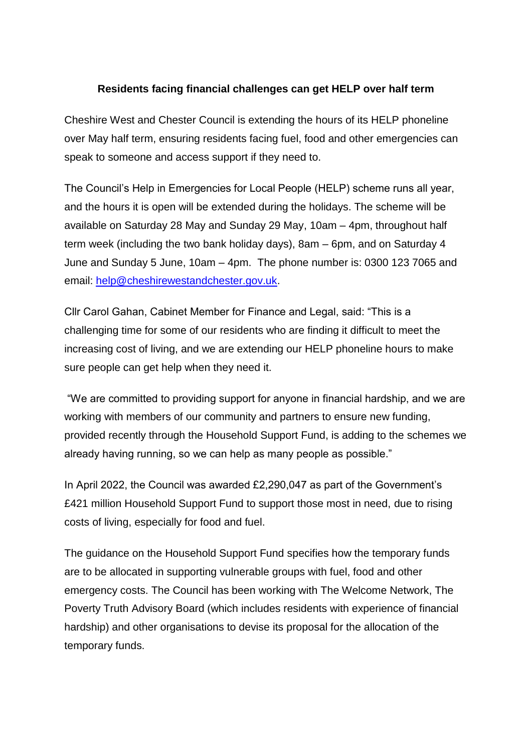**Residents facing financial challenges can get HELP over half term**

Cheshire West and Chester Council is extending the hours of its HELP phoneline over May half term, ensuring residents facing fuel, food and other emergencies can speak to someone and access support if they need to.

The Council's Help in Emergencies for Local People (HELP) scheme runs all year, and the hours it is open will be extended during the holidays. The scheme will be available on Saturday 28 May and Sunday 29 May, 10am – 4pm, throughout half term week (including the two bank holiday days), 8am – 6pm, and on Saturday 4 June and Sunday 5 June, 10am – 4pm. The phone number is: 0300 123 7065 and email: help@cheshirewestandchester.gov.uk.

Cllr Carol Gahan, Cabinet Member for Finance and Legal, said: "This is a challenging time for some of our residents who are finding it difficult to meet the increasing cost of living, and we are extending our HELP phoneline hours to make sure people can get help when they need it.

"We are committed to providing support for anyone in financial hardship, and we are working with members of our community and partners to ensure new funding, provided recently through the Household Support Fund, is adding to the schemes we already having running, so we can help as many people as possible."

In April 2022, the Council was awarded £2,290,047 as part of the Government's £421 million Household Support Fund to support those most in need, due to rising costs of living, especially for food and fuel.

The guidance on the Household Support Fund specifies how the temporary funds are to be allocated in supporting vulnerable groups with fuel, food and other emergency costs. The Council has been working with The Welcome Network, The Poverty Truth Advisory Board (which includes residents with experience of financial hardship) and other organisations to devise its proposal for the allocation of the temporary funds.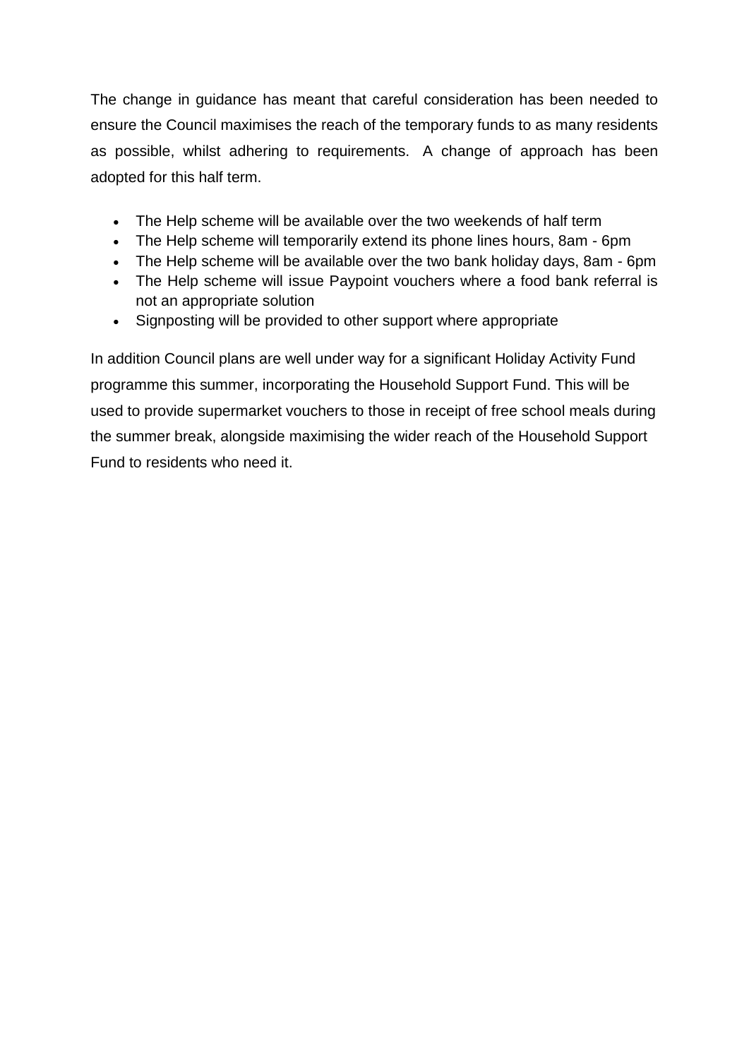The change in guidance has meant that careful consideration has been needed to ensure the Council maximises the reach of the temporary funds to as many residents as possible, whilst adhering to requirements. A change of approach has been adopted for this half term.

- The Help scheme will be available over the two weekends of half term
- The Help scheme will temporarily extend its phone lines hours, 8am - 6pm
- The Help scheme will be available over the two bank holiday days, 8am - 6pm
- The Help scheme will issue Paypoint vouchers where a food bank referral is not an appropriate solution
- Signposting will be provided to other support where appropriate

In addition Council plans are well under way for a significant Holiday Activity Fund programme this summer, incorporating the Household Support Fund. This will be used to provide supermarket vouchers to those in receipt of free school meals during the summer break, alongside maximising the wider reach of the Household Support Fund to residents who need it.